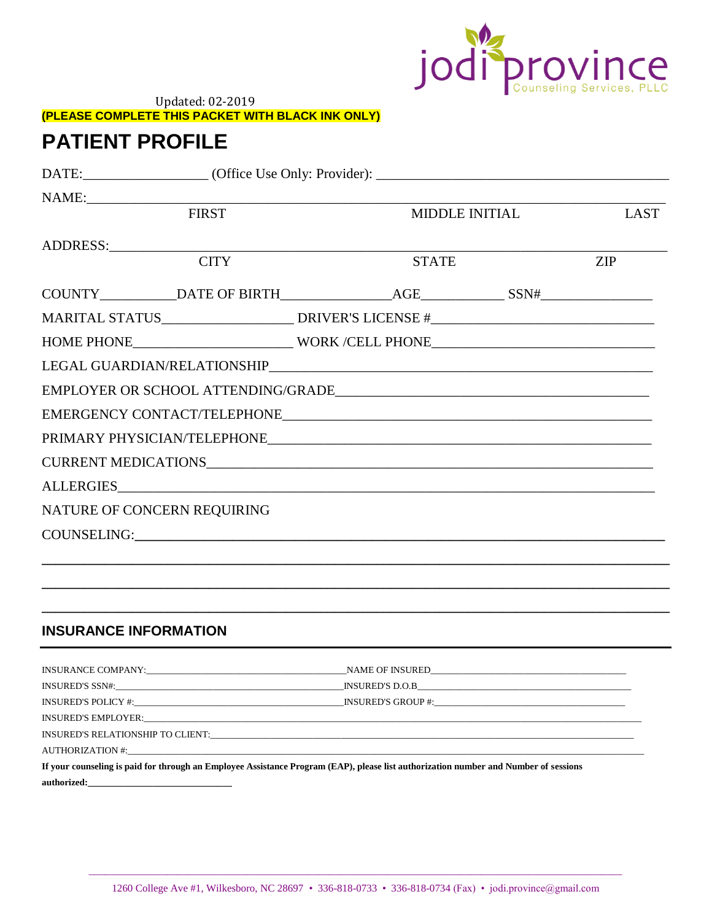jodi province
Counseling Services, PLLC

Updated: 02-2019

**(PLEASE COMPLETE THIS PACKET WITH BLACK INK ONLY)**

# PATIENT PROFILE

DATE:_________________ (Office Use Only: Provider): ________________________________________

NAME:_____________________________________________________________________________

FIRST MIDDLE INITIAL LAST

ADDRESS:___________________________________________________________________________

CITY STATE ZIP

COUNTY__________DATE OF BIRTH_______________AGE___________ SSN#_______________

MARITAL STATUS__________________ DRIVER'S LICENSE #______________________________

HOME PHONE_____________________ WORK /CELL PHONE______________________________

LEGAL GUARDIAN/RELATIONSHIP_____________________________________________________

EMPLOYER OR SCHOOL ATTENDING/GRADE___________________________________________

EMERGENCY CONTACT/TELEPHONE__________________________________________________

PRIMARY PHYSICIAN/TELEPHONE___________________________________________________

CURRENT MEDICATIONS_________________________________________________________

ALLERGIES_______________________________________________________________________

NATURE OF CONCERN REQUIRING

COUNSELING:_____________________________________________________________________

_____________________________________________________________________________________

_____________________________________________________________________________________

_____________________________________________________________________________________

## INSURANCE INFORMATION

INSURANCE COMPANY:________________________________________NAME OF INSURED_______________________________________

INSURED'S SSN#:_____________________________________________INSURED'S D.O.B______________________________________________

INSURED'S POLICY #:__________________________________________INSURED'S GROUP #:_____________________________________

INSURED'S EMPLOYER:___________________________________________________________________________________________

INSURED'S RELATIONSHIP TO CLIENT:_________________________________________________________________________

AUTHORIZATION #:______________________________________________________________________________________________

**If your counseling is paid for through an Employee Assistance Program (EAP), please list authorization number and Number of sessions authorized:_____________________________**

1260 College Ave #1, Wilkesboro, NC 28697 • 336-818-0733 • 336-818-0734 (Fax) • jodi.province@gmail.com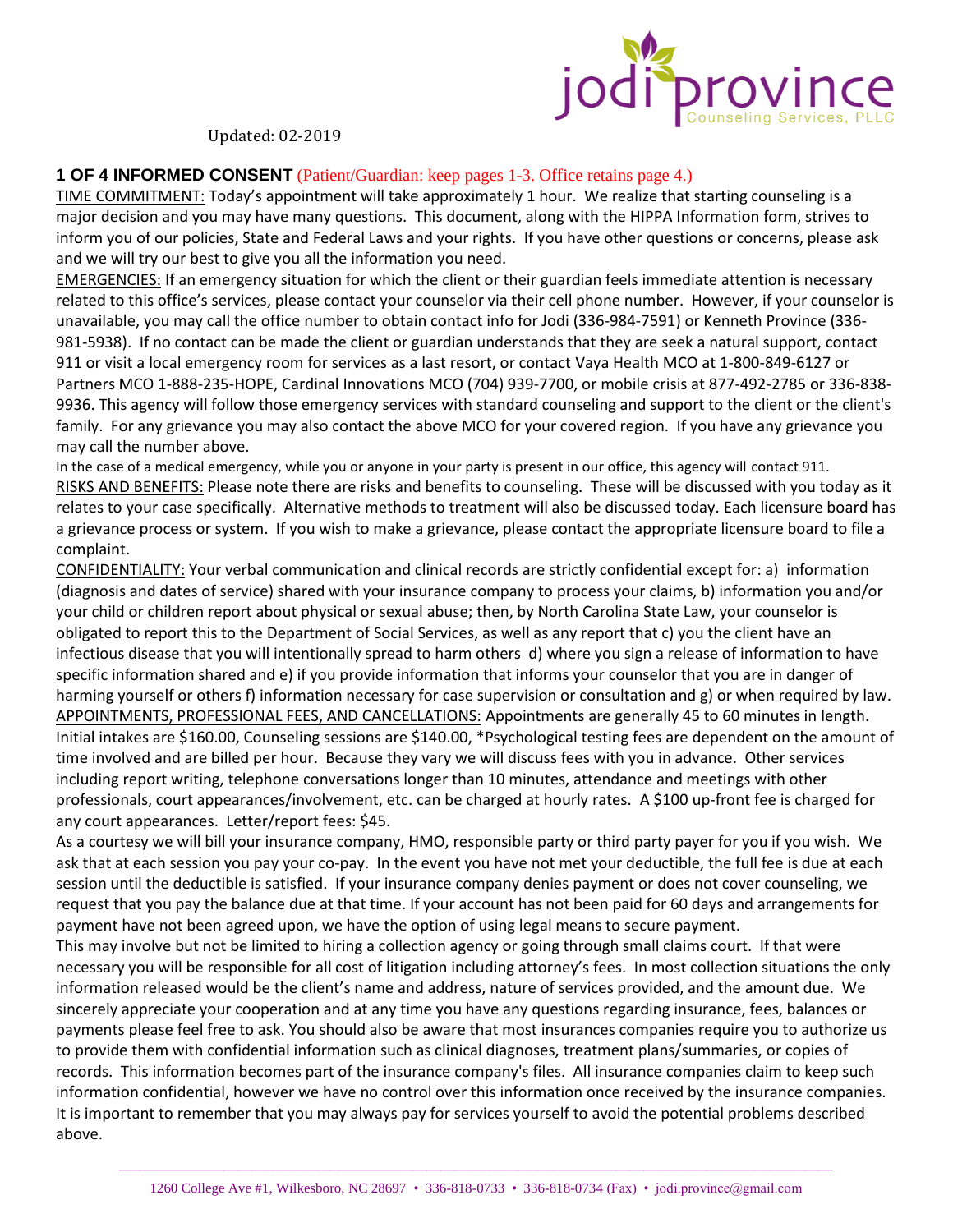jodi province
Counseling Services, PLLC

Updated: 02-2019

**1 OF 4 INFORMED CONSENT** (Patient/Guardian: keep pages 1-3. Office retains page 4.)

TIME COMMITMENT: Today's appointment will take approximately 1 hour. We realize that starting counseling is a major decision and you may have many questions. This document, along with the HIPPA Information form, strives to inform you of our policies, State and Federal Laws and your rights. If you have other questions or concerns, please ask and we will try our best to give you all the information you need.

EMERGENCIES: If an emergency situation for which the client or their guardian feels immediate attention is necessary related to this office's services, please contact your counselor via their cell phone number. However, if your counselor is unavailable, you may call the office number to obtain contact info for Jodi (336-984-7591) or Kenneth Province (336-981-5938). If no contact can be made the client or guardian understands that they are seek a natural support, contact 911 or visit a local emergency room for services as a last resort, or contact Vaya Health MCO at 1-800-849-6127 or Partners MCO 1-888-235-HOPE, Cardinal Innovations MCO (704) 939-7700, or mobile crisis at 877-492-2785 or 336-838-9936. This agency will follow those emergency services with standard counseling and support to the client or the client's family. For any grievance you may also contact the above MCO for your covered region. If you have any grievance you may call the number above.

In the case of a medical emergency, while you or anyone in your party is present in our office, this agency will contact 911.

RISKS AND BENEFITS: Please note there are risks and benefits to counseling. These will be discussed with you today as it relates to your case specifically. Alternative methods to treatment will also be discussed today. Each licensure board has a grievance process or system. If you wish to make a grievance, please contact the appropriate licensure board to file a complaint.

CONFIDENTIALITY: Your verbal communication and clinical records are strictly confidential except for: a) information (diagnosis and dates of service) shared with your insurance company to process your claims, b) information you and/or your child or children report about physical or sexual abuse; then, by North Carolina State Law, your counselor is obligated to report this to the Department of Social Services, as well as any report that c) you the client have an infectious disease that you will intentionally spread to harm others d) where you sign a release of information to have specific information shared and e) if you provide information that informs your counselor that you are in danger of harming yourself or others f) information necessary for case supervision or consultation and g) or when required by law.

APPOINTMENTS, PROFESSIONAL FEES, AND CANCELLATIONS: Appointments are generally 45 to 60 minutes in length. Initial intakes are $160.00, Counseling sessions are $140.00, *Psychological testing fees are dependent on the amount of time involved and are billed per hour. Because they vary we will discuss fees with you in advance. Other services including report writing, telephone conversations longer than 10 minutes, attendance and meetings with other professionals, court appearances/involvement, etc. can be charged at hourly rates. A $100 up-front fee is charged for any court appearances. Letter/report fees: $45.

As a courtesy we will bill your insurance company, HMO, responsible party or third party payer for you if you wish. We ask that at each session you pay your co-pay. In the event you have not met your deductible, the full fee is due at each session until the deductible is satisfied. If your insurance company denies payment or does not cover counseling, we request that you pay the balance due at that time. If your account has not been paid for 60 days and arrangements for payment have not been agreed upon, we have the option of using legal means to secure payment.

This may involve but not be limited to hiring a collection agency or going through small claims court. If that were necessary you will be responsible for all cost of litigation including attorney's fees. In most collection situations the only information released would be the client's name and address, nature of services provided, and the amount due. We sincerely appreciate your cooperation and at any time you have any questions regarding insurance, fees, balances or payments please feel free to ask. You should also be aware that most insurances companies require you to authorize us to provide them with confidential information such as clinical diagnoses, treatment plans/summaries, or copies of records. This information becomes part of the insurance company's files. All insurance companies claim to keep such information confidential, however we have no control over this information once received by the insurance companies. It is important to remember that you may always pay for services yourself to avoid the potential problems described above.

1260 College Ave #1, Wilkesboro, NC 28697 • 336-818-0733 • 336-818-0734 (Fax) • jodi.province@gmail.com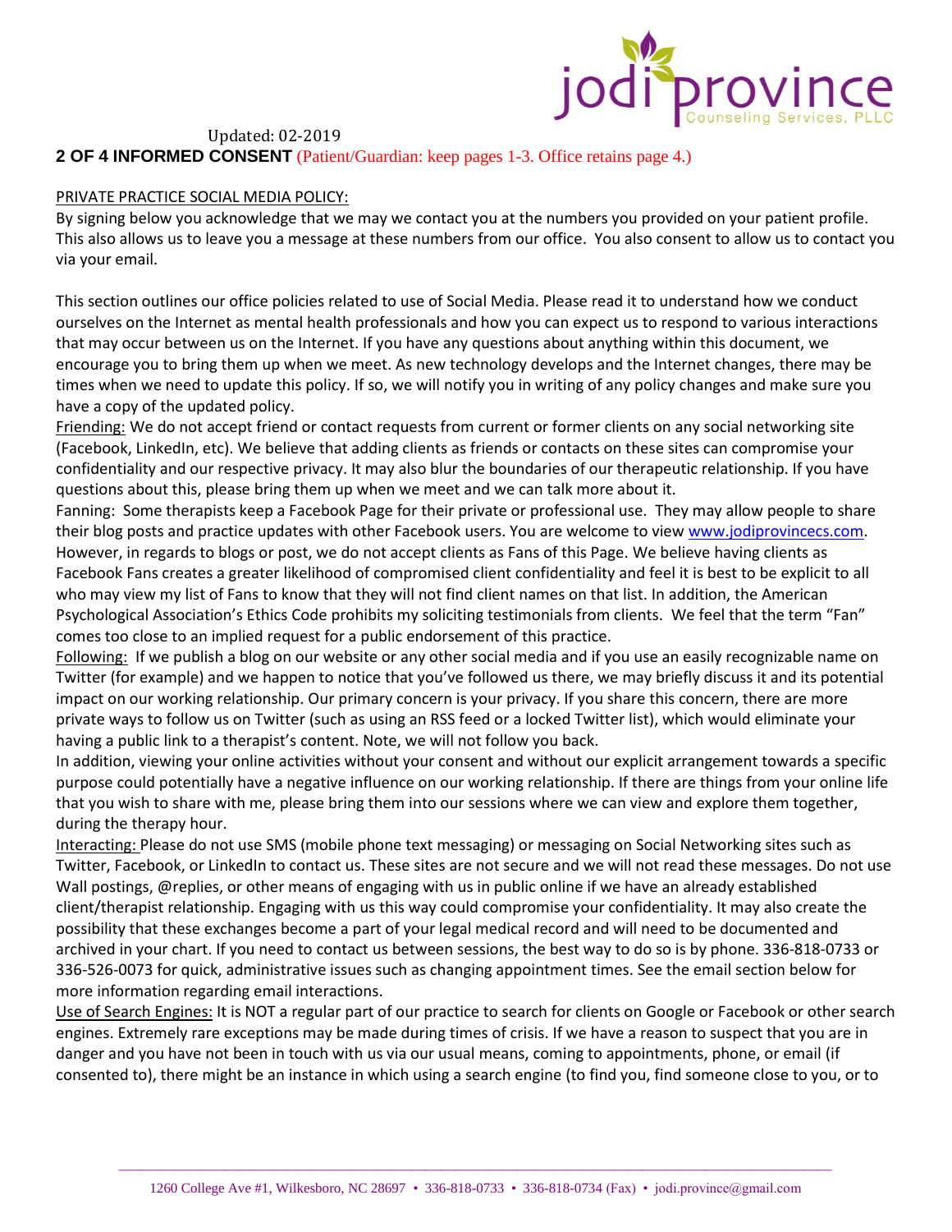Updated: 02-2019

**2 OF 4 INFORMED CONSENT** (Patient/Guardian: keep pages 1-3. Office retains page 4.)

PRIVATE PRACTICE SOCIAL MEDIA POLICY:

By signing below you acknowledge that we may we contact you at the numbers you provided on your patient profile. This also allows us to leave you a message at these numbers from our office. You also consent to allow us to contact you via your email.

This section outlines our office policies related to use of Social Media. Please read it to understand how we conduct ourselves on the Internet as mental health professionals and how you can expect us to respond to various interactions that may occur between us on the Internet. If you have any questions about anything within this document, we encourage you to bring them up when we meet. As new technology develops and the Internet changes, there may be times when we need to update this policy. If so, we will notify you in writing of any policy changes and make sure you have a copy of the updated policy.

Friending: We do not accept friend or contact requests from current or former clients on any social networking site (Facebook, LinkedIn, etc). We believe that adding clients as friends or contacts on these sites can compromise your confidentiality and our respective privacy. It may also blur the boundaries of our therapeutic relationship. If you have questions about this, please bring them up when we meet and we can talk more about it.

Fanning: Some therapists keep a Facebook Page for their private or professional use. They may allow people to share their blog posts and practice updates with other Facebook users. You are welcome to view www.jodiprovincecs.com. However, in regards to blogs or post, we do not accept clients as Fans of this Page. We believe having clients as Facebook Fans creates a greater likelihood of compromised client confidentiality and feel it is best to be explicit to all who may view my list of Fans to know that they will not find client names on that list. In addition, the American Psychological Association's Ethics Code prohibits my soliciting testimonials from clients. We feel that the term "Fan" comes too close to an implied request for a public endorsement of this practice.

Following: If we publish a blog on our website or any other social media and if you use an easily recognizable name on Twitter (for example) and we happen to notice that you've followed us there, we may briefly discuss it and its potential impact on our working relationship. Our primary concern is your privacy. If you share this concern, there are more private ways to follow us on Twitter (such as using an RSS feed or a locked Twitter list), which would eliminate your having a public link to a therapist's content. Note, we will not follow you back.

In addition, viewing your online activities without your consent and without our explicit arrangement towards a specific purpose could potentially have a negative influence on our working relationship. If there are things from your online life that you wish to share with me, please bring them into our sessions where we can view and explore them together, during the therapy hour.

Interacting: Please do not use SMS (mobile phone text messaging) or messaging on Social Networking sites such as Twitter, Facebook, or LinkedIn to contact us. These sites are not secure and we will not read these messages. Do not use Wall postings, @replies, or other means of engaging with us in public online if we have an already established client/therapist relationship. Engaging with us this way could compromise your confidentiality. It may also create the possibility that these exchanges become a part of your legal medical record and will need to be documented and archived in your chart. If you need to contact us between sessions, the best way to do so is by phone. 336-818-0733 or 336-526-0073 for quick, administrative issues such as changing appointment times. See the email section below for more information regarding email interactions.

Use of Search Engines: It is NOT a regular part of our practice to search for clients on Google or Facebook or other search engines. Extremely rare exceptions may be made during times of crisis. If we have a reason to suspect that you are in danger and you have not been in touch with us via our usual means, coming to appointments, phone, or email (if consented to), there might be an instance in which using a search engine (to find you, find someone close to you, or to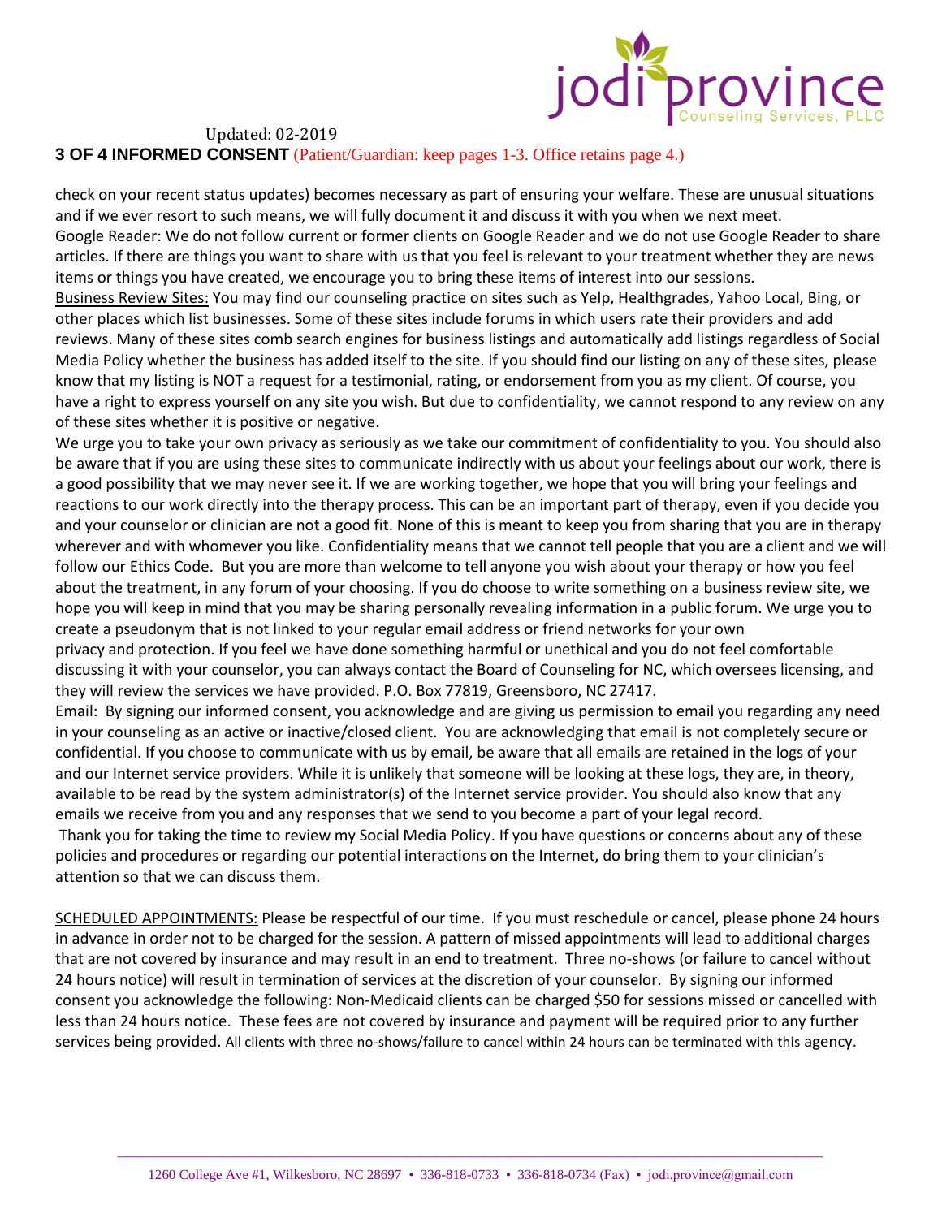Updated: 02-2019

**3 OF 4 INFORMED CONSENT** (Patient/Guardian: keep pages 1-3. Office retains page 4.)

check on your recent status updates) becomes necessary as part of ensuring your welfare. These are unusual situations and if we ever resort to such means, we will fully document it and discuss it with you when we next meet.

Google Reader: We do not follow current or former clients on Google Reader and we do not use Google Reader to share articles. If there are things you want to share with us that you feel is relevant to your treatment whether they are news items or things you have created, we encourage you to bring these items of interest into our sessions.

Business Review Sites: You may find our counseling practice on sites such as Yelp, Healthgrades, Yahoo Local, Bing, or other places which list businesses. Some of these sites include forums in which users rate their providers and add reviews. Many of these sites comb search engines for business listings and automatically add listings regardless of Social Media Policy whether the business has added itself to the site. If you should find our listing on any of these sites, please know that my listing is NOT a request for a testimonial, rating, or endorsement from you as my client. Of course, you have a right to express yourself on any site you wish. But due to confidentiality, we cannot respond to any review on any of these sites whether it is positive or negative.

We urge you to take your own privacy as seriously as we take our commitment of confidentiality to you. You should also be aware that if you are using these sites to communicate indirectly with us about your feelings about our work, there is a good possibility that we may never see it. If we are working together, we hope that you will bring your feelings and reactions to our work directly into the therapy process. This can be an important part of therapy, even if you decide you and your counselor or clinician are not a good fit. None of this is meant to keep you from sharing that you are in therapy wherever and with whomever you like. Confidentiality means that we cannot tell people that you are a client and we will follow our Ethics Code. But you are more than welcome to tell anyone you wish about your therapy or how you feel about the treatment, in any forum of your choosing. If you do choose to write something on a business review site, we hope you will keep in mind that you may be sharing personally revealing information in a public forum. We urge you to create a pseudonym that is not linked to your regular email address or friend networks for your own privacy and protection. If you feel we have done something harmful or unethical and you do not feel comfortable discussing it with your counselor, you can always contact the Board of Counseling for NC, which oversees licensing, and they will review the services we have provided. P.O. Box 77819, Greensboro, NC 27417.

Email: By signing our informed consent, you acknowledge and are giving us permission to email you regarding any need in your counseling as an active or inactive/closed client. You are acknowledging that email is not completely secure or confidential. If you choose to communicate with us by email, be aware that all emails are retained in the logs of your and our Internet service providers. While it is unlikely that someone will be looking at these logs, they are, in theory, available to be read by the system administrator(s) of the Internet service provider. You should also know that any emails we receive from you and any responses that we send to you become a part of your legal record.

Thank you for taking the time to review my Social Media Policy. If you have questions or concerns about any of these policies and procedures or regarding our potential interactions on the Internet, do bring them to your clinician's attention so that we can discuss them.

SCHEDULED APPOINTMENTS: Please be respectful of our time. If you must reschedule or cancel, please phone 24 hours in advance in order not to be charged for the session. A pattern of missed appointments will lead to additional charges that are not covered by insurance and may result in an end to treatment. Three no-shows (or failure to cancel without 24 hours notice) will result in termination of services at the discretion of your counselor. By signing our informed consent you acknowledge the following: Non-Medicaid clients can be charged $50 for sessions missed or cancelled with less than 24 hours notice. These fees are not covered by insurance and payment will be required prior to any further services being provided. All clients with three no-shows/failure to cancel within 24 hours can be terminated with this agency.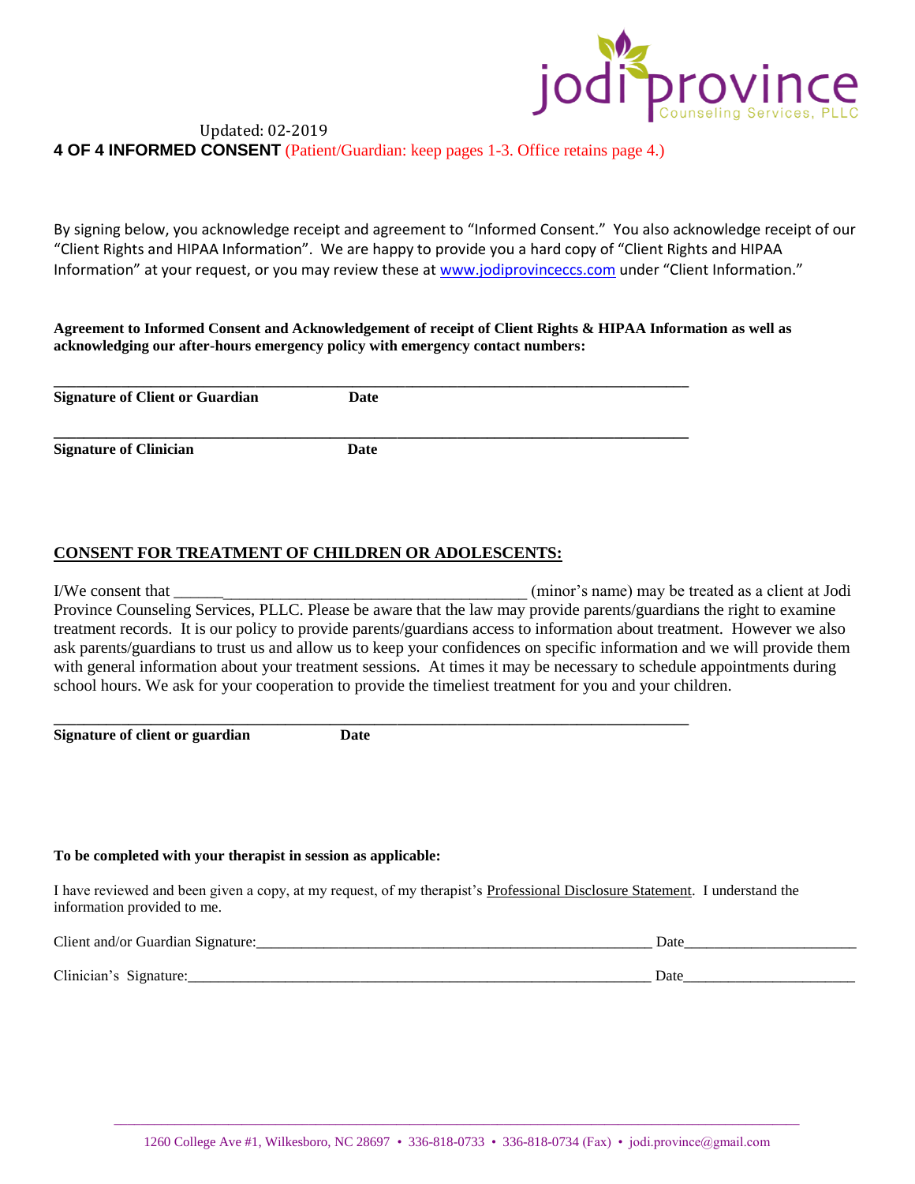Updated: 02-2019

**4 OF 4 INFORMED CONSENT** (Patient/Guardian: keep pages 1-3. Office retains page 4.)

By signing below, you acknowledge receipt and agreement to "Informed Consent." You also acknowledge receipt of our "Client Rights and HIPAA Information". We are happy to provide you a hard copy of "Client Rights and HIPAA Information" at your request, or you may review these at www.jodiprovinceccs.com under "Client Information."

**Agreement to Informed Consent and Acknowledgement of receipt of Client Rights & HIPAA Information as well as acknowledging our after-hours emergency policy with emergency contact numbers:**

___________________________________________________________________________

**Signature of Client or Guardian Date**

___________________________________________________________________________

**Signature of Clinician Date**

## CONSENT FOR TREATMENT OF CHILDREN OR ADOLESCENTS:

I/We consent that ____________________________________________ (minor's name) may be treated as a client at Jodi Province Counseling Services, PLLC. Please be aware that the law may provide parents/guardians the right to examine treatment records. It is our policy to provide parents/guardians access to information about treatment. However we also ask parents/guardians to trust us and allow us to keep your confidences on specific information and we will provide them with general information about your treatment sessions. At times it may be necessary to schedule appointments during school hours. We ask for your cooperation to provide the timeliest treatment for you and your children.

___________________________________________________________________________

**Signature of client or guardian Date**

**To be completed with your therapist in session as applicable:**

I have reviewed and been given a copy, at my request, of my therapist's Professional Disclosure Statement. I understand the information provided to me.

Client and/or Guardian Signature:_______________________________________________________ Date______________________

Clinician's Signature:_________________________________________________________________ Date______________________

1260 College Ave #1, Wilkesboro, NC 28697 • 336-818-0733 • 336-818-0734 (Fax) • jodi.province@gmail.com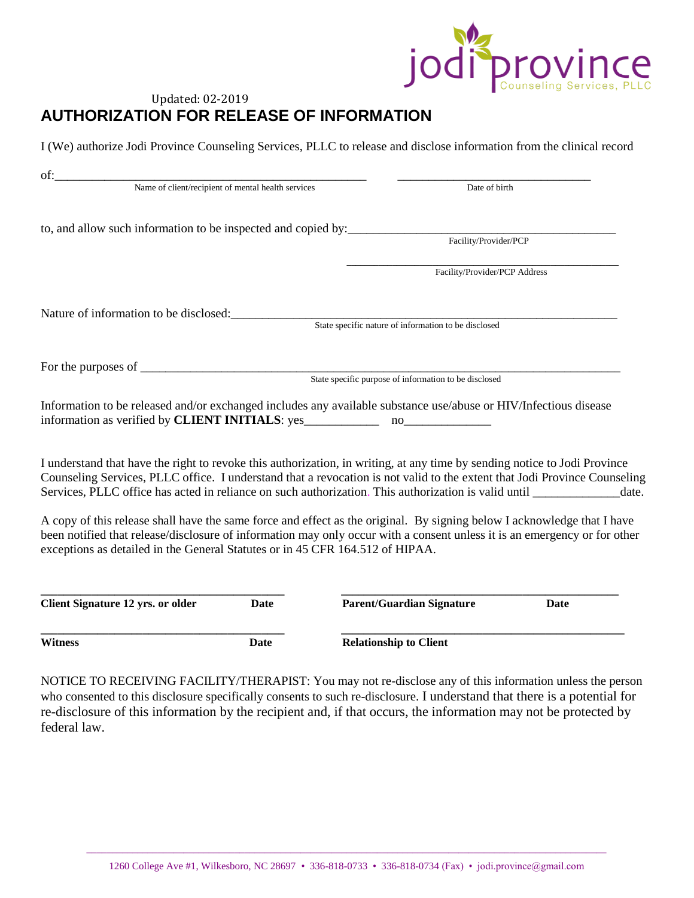jodi province
Counseling Services, PLLC

Updated: 02-2019

# AUTHORIZATION FOR RELEASE OF INFORMATION

I (We) authorize Jodi Province Counseling Services, PLLC to release and disclose information from the clinical record

of:_____________________________________________________ _________________________________

Name of client/recipient of mental health services — Date of birth

to, and allow such information to be inspected and copied by:_______________________________________________

Facility/Provider/PCP

_______________________________________________

Facility/Provider/PCP Address

Nature of information to be disclosed:__________________________________________________________________

State specific nature of information to be disclosed

For the purposes of ___________________________________________________________________________________

State specific purpose of information to be disclosed

Information to be released and/or exchanged includes any available substance use/abuse or HIV/Infectious disease information as verified by **CLIENT INITIALS**: yes____________ no______________

I understand that have the right to revoke this authorization, in writing, at any time by sending notice to Jodi Province Counseling Services, PLLC office. I understand that a revocation is not valid to the extent that Jodi Province Counseling Services, PLLC office has acted in reliance on such authorization. This authorization is valid until ______________date.

A copy of this release shall have the same force and effect as the original. By signing below I acknowledge that I have been notified that release/disclosure of information may only occur with a consent unless it is an emergency or for other exceptions as detailed in the General Statutes or in 45 CFR 164.512 of HIPAA.

__________________________________________ __________________________________________

**Client Signature 12 yrs. or older** **Date** **Parent/Guardian Signature** **Date**

__________________________________________ __________________________________________

**Witness** **Date** **Relationship to Client**

NOTICE TO RECEIVING FACILITY/THERAPIST: You may not re-disclose any of this information unless the person who consented to this disclosure specifically consents to such re-disclosure. I understand that there is a potential for re-disclosure of this information by the recipient and, if that occurs, the information may not be protected by federal law.

1260 College Ave #1, Wilkesboro, NC 28697 • 336-818-0733 • 336-818-0734 (Fax) • jodi.province@gmail.com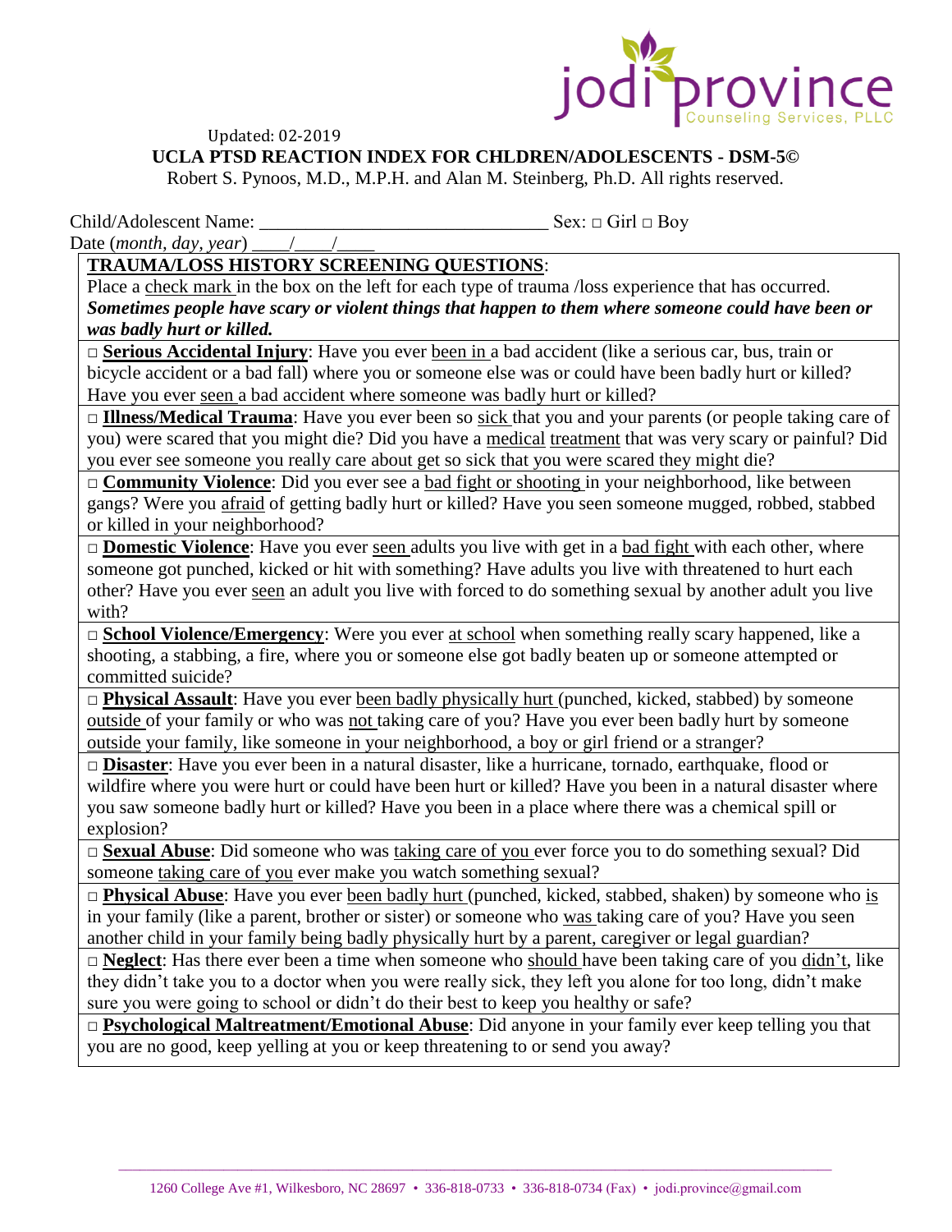Updated: 02-2019

**UCLA PTSD REACTION INDEX FOR CHLDREN/ADOLESCENTS - DSM-5©**

Robert S. Pynoos, M.D., M.P.H. and Alan M. Steinberg, Ph.D. All rights reserved.

Child/Adolescent Name: _______________________________ Sex: □ Girl □ Boy

Date (*month, day, year*) ____/____/____

**TRAUMA/LOSS HISTORY SCREENING QUESTIONS**:

Place a check mark in the box on the left for each type of trauma /loss experience that has occurred.

***Sometimes people have scary or violent things that happen to them where someone could have been or was badly hurt or killed.***

□ **Serious Accidental Injury**: Have you ever been in a bad accident (like a serious car, bus, train or bicycle accident or a bad fall) where you or someone else was or could have been badly hurt or killed? Have you ever seen a bad accident where someone was badly hurt or killed?

□ **Illness/Medical Trauma**: Have you ever been so sick that you and your parents (or people taking care of you) were scared that you might die? Did you have a medical treatment that was very scary or painful? Did you ever see someone you really care about get so sick that you were scared they might die?

□ **Community Violence**: Did you ever see a bad fight or shooting in your neighborhood, like between gangs? Were you afraid of getting badly hurt or killed? Have you seen someone mugged, robbed, stabbed or killed in your neighborhood?

□ **Domestic Violence**: Have you ever seen adults you live with get in a bad fight with each other, where someone got punched, kicked or hit with something? Have adults you live with threatened to hurt each other? Have you ever seen an adult you live with forced to do something sexual by another adult you live with?

□ **School Violence/Emergency**: Were you ever at school when something really scary happened, like a shooting, a stabbing, a fire, where you or someone else got badly beaten up or someone attempted or committed suicide?

□ **Physical Assault**: Have you ever been badly physically hurt (punched, kicked, stabbed) by someone outside of your family or who was not taking care of you? Have you ever been badly hurt by someone outside your family, like someone in your neighborhood, a boy or girl friend or a stranger?

□ **Disaster**: Have you ever been in a natural disaster, like a hurricane, tornado, earthquake, flood or wildfire where you were hurt or could have been hurt or killed? Have you been in a natural disaster where you saw someone badly hurt or killed? Have you been in a place where there was a chemical spill or explosion?

□ **Sexual Abuse**: Did someone who was taking care of you ever force you to do something sexual? Did someone taking care of you ever make you watch something sexual?

□ **Physical Abuse**: Have you ever been badly hurt (punched, kicked, stabbed, shaken) by someone who is in your family (like a parent, brother or sister) or someone who was taking care of you? Have you seen another child in your family being badly physically hurt by a parent, caregiver or legal guardian?

□ **Neglect**: Has there ever been a time when someone who should have been taking care of you didn't, like they didn't take you to a doctor when you were really sick, they left you alone for too long, didn't make sure you were going to school or didn't do their best to keep you healthy or safe?

□ **Psychological Maltreatment/Emotional Abuse**: Did anyone in your family ever keep telling you that you are no good, keep yelling at you or keep threatening to or send you away?